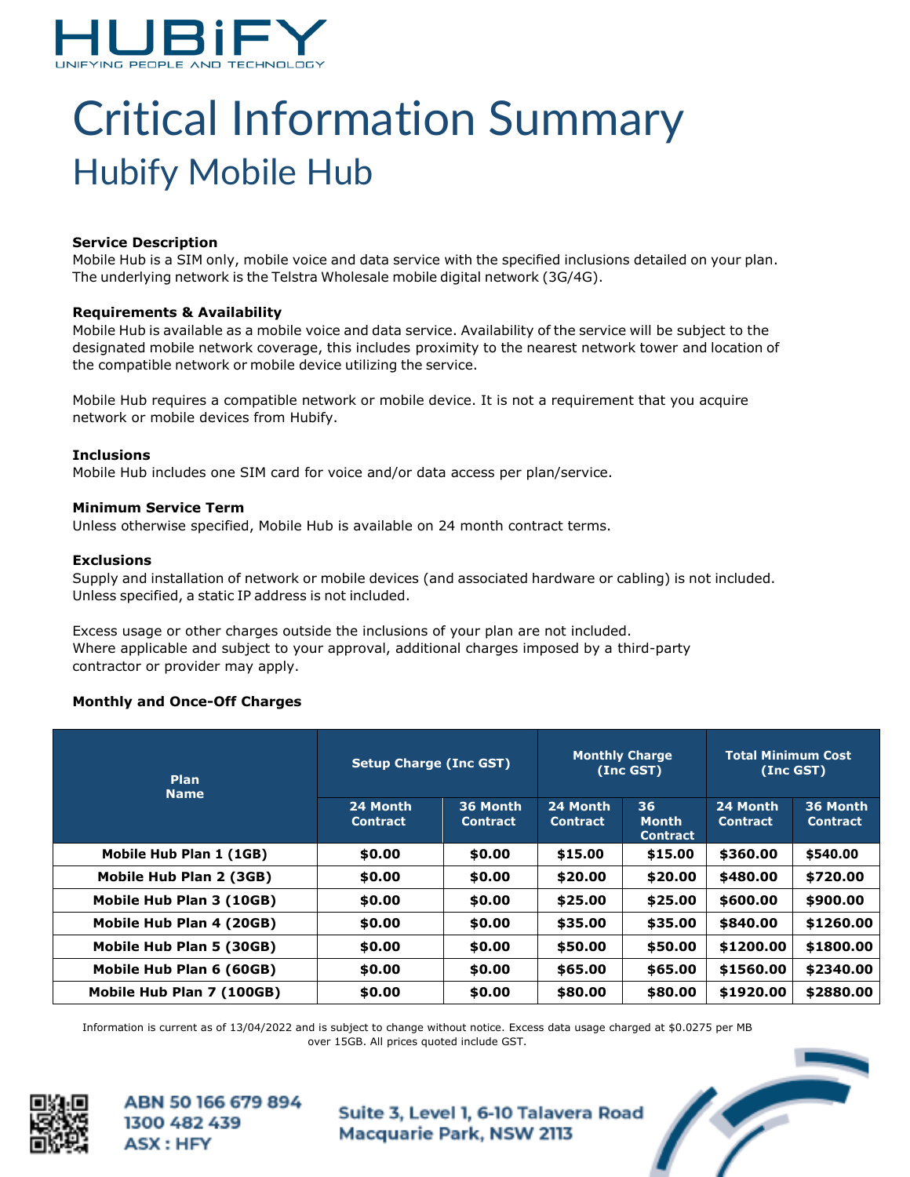HUBiFY

UNIFYING PEOPLE AND TECHNOLOGY

# Critical Information Summary

## Hubify Mobile Hub

**Service Description**

Mobile Hub is a SIM only, mobile voice and data service with the specified inclusions detailed on your plan. The underlying network is the Telstra Wholesale mobile digital network (3G/4G).

**Requirements & Availability**

Mobile Hub is available as a mobile voice and data service. Availability of the service will be subject to the designated mobile network coverage, this includes proximity to the nearest network tower and location of the compatible network or mobile device utilizing the service.

Mobile Hub requires a compatible network or mobile device. It is not a requirement that you acquire network or mobile devices from Hubify.

**Inclusions**

Mobile Hub includes one SIM card for voice and/or data access per plan/service.

**Minimum Service Term**

Unless otherwise specified, Mobile Hub is available on 24 month contract terms.

**Exclusions**

Supply and installation of network or mobile devices (and associated hardware or cabling) is not included. Unless specified, a static IP address is not included.

Excess usage or other charges outside the inclusions of your plan are not included.
Where applicable and subject to your approval, additional charges imposed by a third-party contractor or provider may apply.

**Monthly and Once-Off Charges**

| Plan Name | Setup Charge (Inc GST) | | Monthly Charge (Inc GST) | | Total Minimum Cost (Inc GST) | |
|---|---|---|---|---|---|---|
| | 24 Month Contract | 36 Month Contract | 24 Month Contract | 36 Month Contract | 24 Month Contract | 36 Month Contract |
| Mobile Hub Plan 1 (1GB) | $0.00 | $0.00 | $15.00 | $15.00 | $360.00 | $540.00 |
| Mobile Hub Plan 2 (3GB) | $0.00 | $0.00 | $20.00 | $20.00 | $480.00 | $720.00 |
| Mobile Hub Plan 3 (10GB) | $0.00 | $0.00 | $25.00 | $25.00 | $600.00 | $900.00 |
| Mobile Hub Plan 4 (20GB) | $0.00 | $0.00 | $35.00 | $35.00 | $840.00 | $1260.00 |
| Mobile Hub Plan 5 (30GB) | $0.00 | $0.00 | $50.00 | $50.00 | $1200.00 | $1800.00 |
| Mobile Hub Plan 6 (60GB) | $0.00 | $0.00 | $65.00 | $65.00 | $1560.00 | $2340.00 |
| Mobile Hub Plan 7 (100GB) | $0.00 | $0.00 | $80.00 | $80.00 | $1920.00 | $2880.00 |

Information is current as of 13/04/2022 and is subject to change without notice. Excess data usage charged at $0.0275 per MB over 15GB. All prices quoted include GST.

ABN 50 166 679 894
1300 482 439
ASX : HFY

Suite 3, Level 1, 6-10 Talavera Road
Macquarie Park, NSW 2113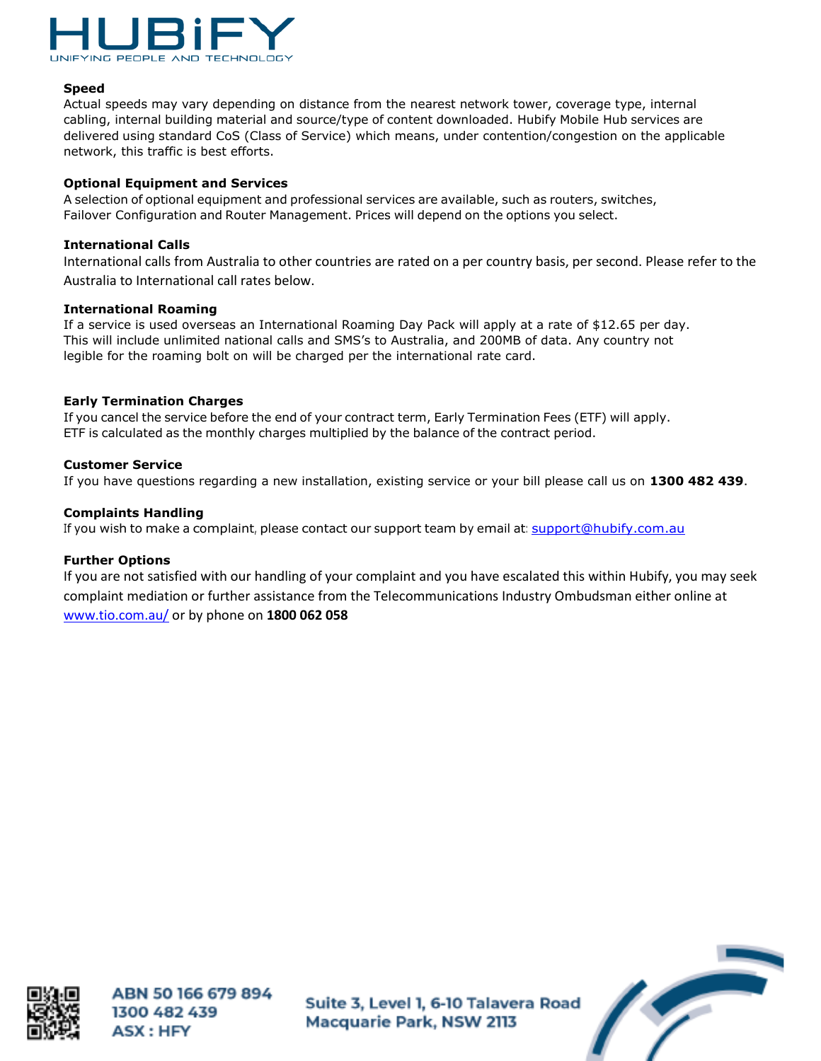### Speed

Actual speeds may vary depending on distance from the nearest network tower, coverage type, internal cabling, internal building material and source/type of content downloaded. Hubify Mobile Hub services are delivered using standard CoS (Class of Service) which means, under contention/congestion on the applicable network, this traffic is best efforts.

### Optional Equipment and Services

A selection of optional equipment and professional services are available, such as routers, switches, Failover Configuration and Router Management. Prices will depend on the options you select.

### International Calls

International calls from Australia to other countries are rated on a per country basis, per second. Please refer to the Australia to International call rates below.

### International Roaming

If a service is used overseas an International Roaming Day Pack will apply at a rate of $12.65 per day. This will include unlimited national calls and SMS's to Australia, and 200MB of data. Any country not legible for the roaming bolt on will be charged per the international rate card.

### Early Termination Charges

If you cancel the service before the end of your contract term, Early Termination Fees (ETF) will apply. ETF is calculated as the monthly charges multiplied by the balance of the contract period.

### Customer Service

If you have questions regarding a new installation, existing service or your bill please call us on **1300 482 439**.

### Complaints Handling

If you wish to make a complaint, please contact our support team by email at: support@hubify.com.au

### Further Options

If you are not satisfied with our handling of your complaint and you have escalated this within Hubify, you may seek complaint mediation or further assistance from the Telecommunications Industry Ombudsman either online at www.tio.com.au/ or by phone on **1800 062 058**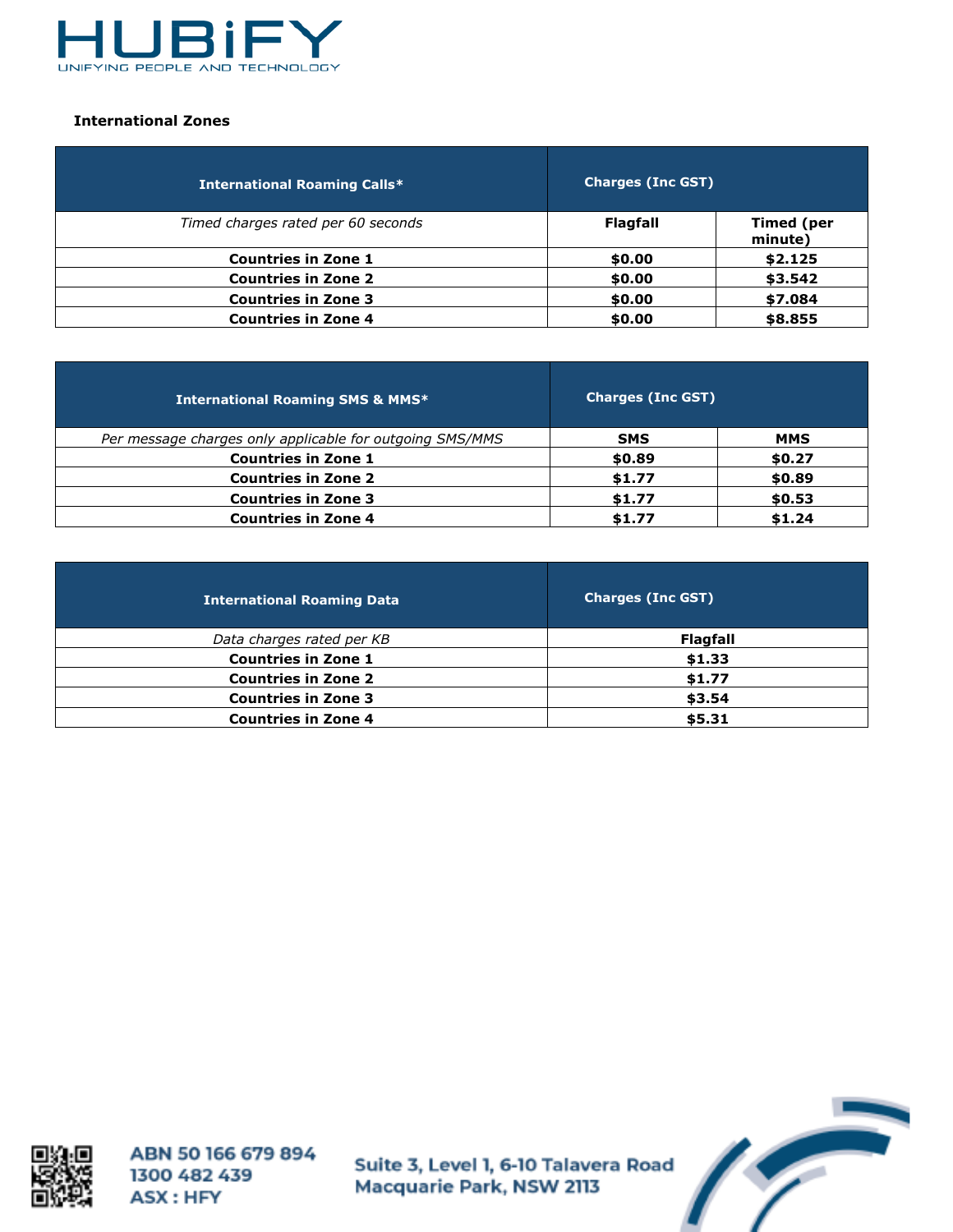**International Zones**

| International Roaming Calls* | Charges (Inc GST) | |
|---|---|---|
| *Timed charges rated per 60 seconds* | **Flagfall** | **Timed (per minute)** |
| **Countries in Zone 1** | **$0.00** | **$2.125** |
| **Countries in Zone 2** | **$0.00** | **$3.542** |
| **Countries in Zone 3** | **$0.00** | **$7.084** |
| **Countries in Zone 4** | **$0.00** | **$8.855** |

| International Roaming SMS & MMS* | Charges (Inc GST) | |
|---|---|---|
| *Per message charges only applicable for outgoing SMS/MMS* | **SMS** | **MMS** |
| **Countries in Zone 1** | **$0.89** | **$0.27** |
| **Countries in Zone 2** | **$1.77** | **$0.89** |
| **Countries in Zone 3** | **$1.77** | **$0.53** |
| **Countries in Zone 4** | **$1.77** | **$1.24** |

| International Roaming Data | Charges (Inc GST) |
|---|---|
| *Data charges rated per KB* | **Flagfall** |
| **Countries in Zone 1** | **$1.33** |
| **Countries in Zone 2** | **$1.77** |
| **Countries in Zone 3** | **$3.54** |
| **Countries in Zone 4** | **$5.31** |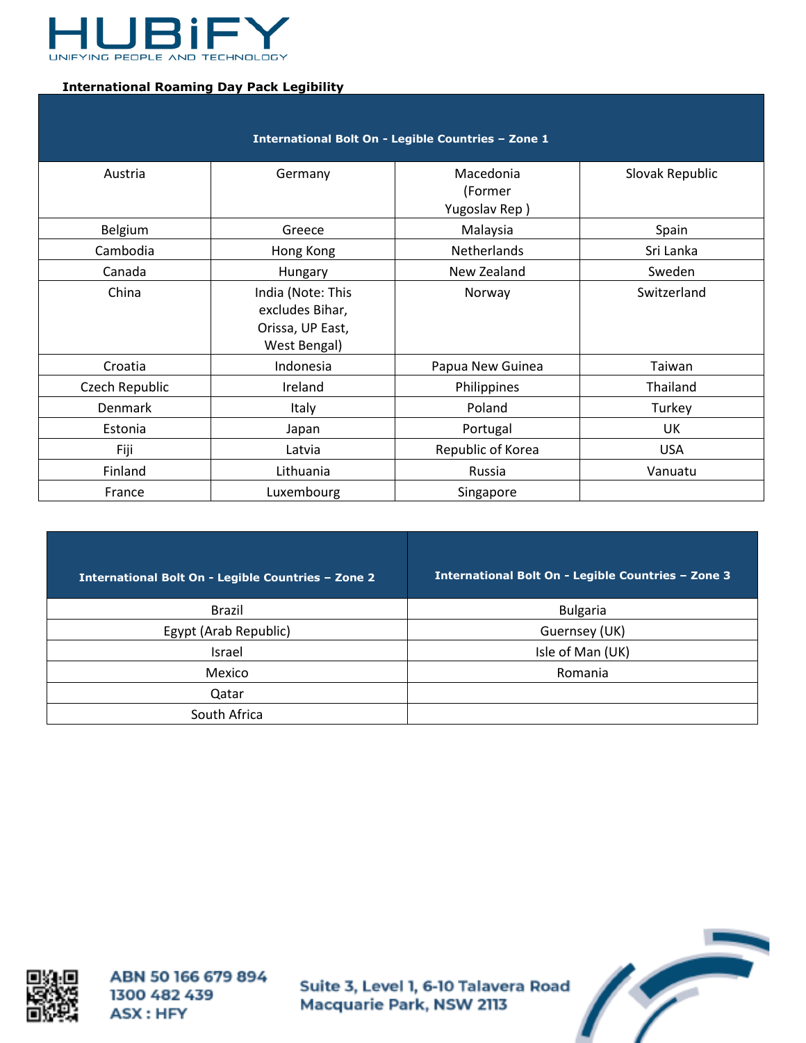**International Roaming Day Pack Legibility**

| International Bolt On - Legible Countries – Zone 1 | | | |
|---|---|---|---|
| Austria | Germany | Macedonia (Former Yugoslav Rep ) | Slovak Republic |
| Belgium | Greece | Malaysia | Spain |
| Cambodia | Hong Kong | Netherlands | Sri Lanka |
| Canada | Hungary | New Zealand | Sweden |
| China | India (Note: This excludes Bihar, Orissa, UP East, West Bengal) | Norway | Switzerland |
| Croatia | Indonesia | Papua New Guinea | Taiwan |
| Czech Republic | Ireland | Philippines | Thailand |
| Denmark | Italy | Poland | Turkey |
| Estonia | Japan | Portugal | UK |
| Fiji | Latvia | Republic of Korea | USA |
| Finland | Lithuania | Russia | Vanuatu |
| France | Luxembourg | Singapore | |

| International Bolt On - Legible Countries – Zone 2 | International Bolt On - Legible Countries – Zone 3 |
|---|---|
| Brazil | Bulgaria |
| Egypt (Arab Republic) | Guernsey (UK) |
| Israel | Isle of Man (UK) |
| Mexico | Romania |
| Qatar | |
| South Africa | |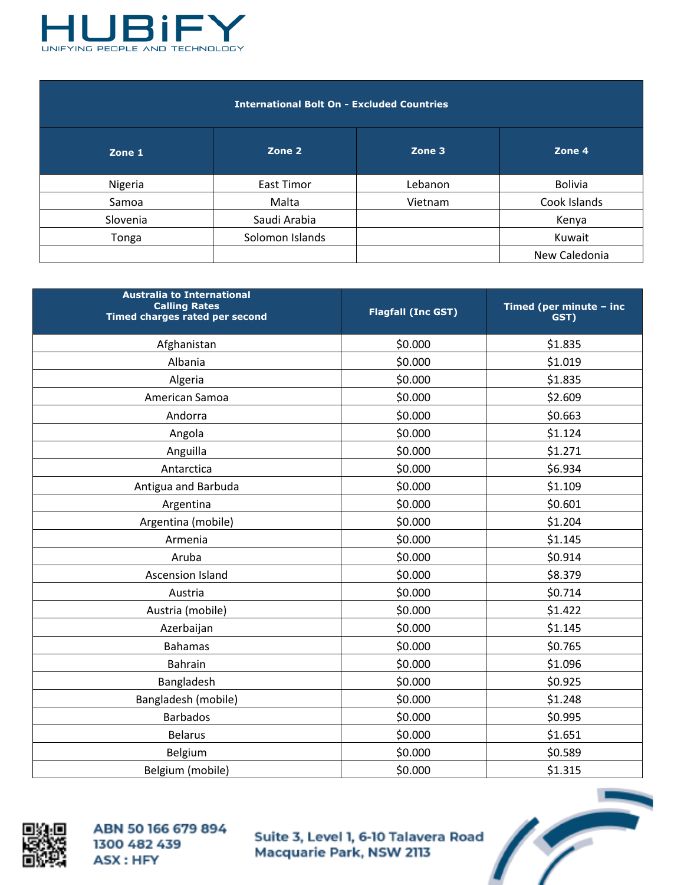| International Bolt On - Excluded Countries | | | |
|---|---|---|---|
| **Zone 1** | **Zone 2** | **Zone 3** | **Zone 4** |
| Nigeria | East Timor | Lebanon | Bolivia |
| Samoa | Malta | Vietnam | Cook Islands |
| Slovenia | Saudi Arabia | | Kenya |
| Tonga | Solomon Islands | | Kuwait |
| | | | New Caledonia |

| Australia to International Calling Rates Timed charges rated per second | Flagfall (Inc GST) | Timed (per minute – inc GST) |
|---|---|---|
| Afghanistan | $0.000 | $1.835 |
| Albania | $0.000 | $1.019 |
| Algeria | $0.000 | $1.835 |
| American Samoa | $0.000 | $2.609 |
| Andorra | $0.000 | $0.663 |
| Angola | $0.000 | $1.124 |
| Anguilla | $0.000 | $1.271 |
| Antarctica | $0.000 | $6.934 |
| Antigua and Barbuda | $0.000 | $1.109 |
| Argentina | $0.000 | $0.601 |
| Argentina (mobile) | $0.000 | $1.204 |
| Armenia | $0.000 | $1.145 |
| Aruba | $0.000 | $0.914 |
| Ascension Island | $0.000 | $8.379 |
| Austria | $0.000 | $0.714 |
| Austria (mobile) | $0.000 | $1.422 |
| Azerbaijan | $0.000 | $1.145 |
| Bahamas | $0.000 | $0.765 |
| Bahrain | $0.000 | $1.096 |
| Bangladesh | $0.000 | $0.925 |
| Bangladesh (mobile) | $0.000 | $1.248 |
| Barbados | $0.000 | $0.995 |
| Belarus | $0.000 | $1.651 |
| Belgium | $0.000 | $0.589 |
| Belgium (mobile) | $0.000 | $1.315 |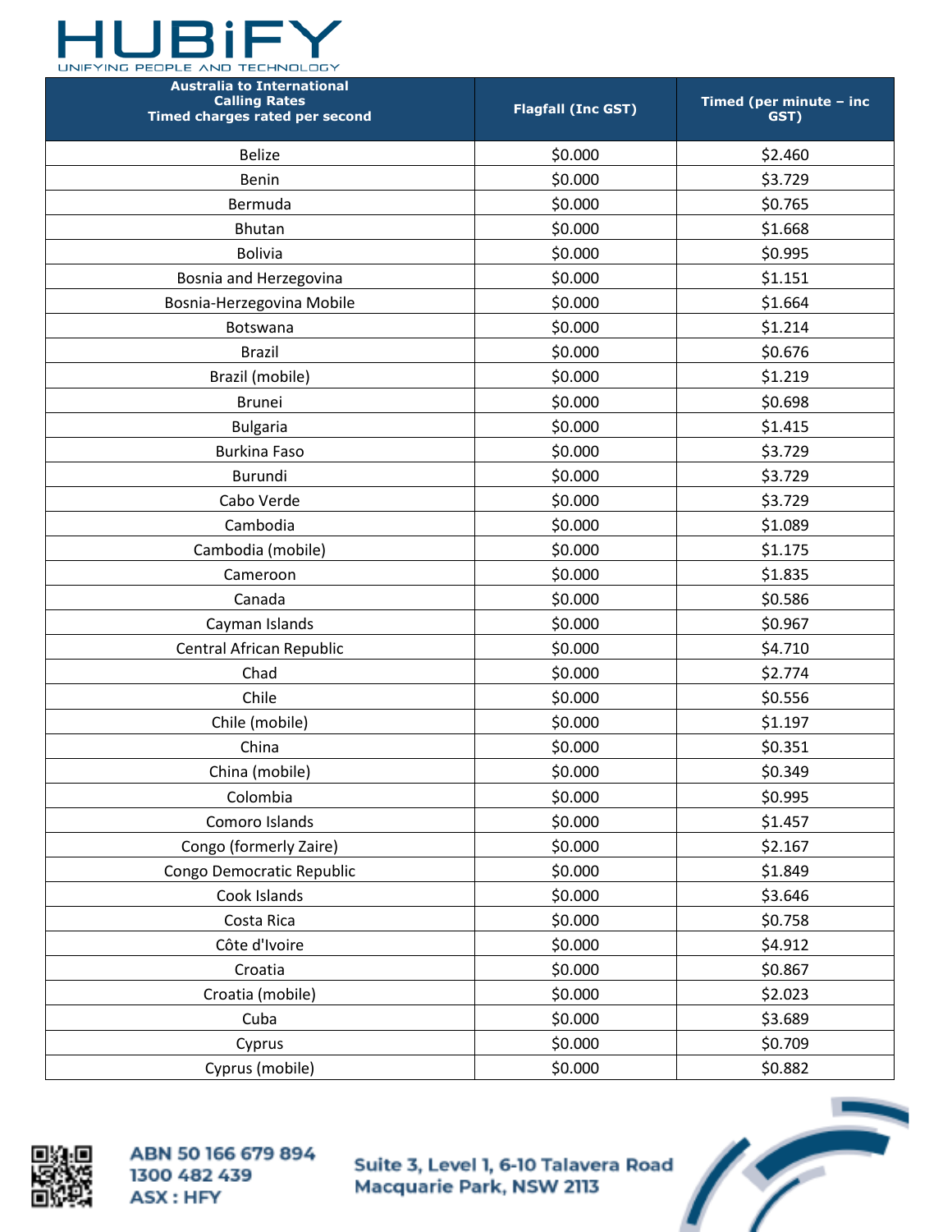# HUBiFY

UNIFYING PEOPLE AND TECHNOLOGY

| Australia to International Calling Rates Timed charges rated per second | Flagfall (Inc GST) | Timed (per minute – inc GST) |
|---|---|---|
| Belize | $0.000 | $2.460 |
| Benin | $0.000 | $3.729 |
| Bermuda | $0.000 | $0.765 |
| Bhutan | $0.000 | $1.668 |
| Bolivia | $0.000 | $0.995 |
| Bosnia and Herzegovina | $0.000 | $1.151 |
| Bosnia-Herzegovina Mobile | $0.000 | $1.664 |
| Botswana | $0.000 | $1.214 |
| Brazil | $0.000 | $0.676 |
| Brazil (mobile) | $0.000 | $1.219 |
| Brunei | $0.000 | $0.698 |
| Bulgaria | $0.000 | $1.415 |
| Burkina Faso | $0.000 | $3.729 |
| Burundi | $0.000 | $3.729 |
| Cabo Verde | $0.000 | $3.729 |
| Cambodia | $0.000 | $1.089 |
| Cambodia (mobile) | $0.000 | $1.175 |
| Cameroon | $0.000 | $1.835 |
| Canada | $0.000 | $0.586 |
| Cayman Islands | $0.000 | $0.967 |
| Central African Republic | $0.000 | $4.710 |
| Chad | $0.000 | $2.774 |
| Chile | $0.000 | $0.556 |
| Chile (mobile) | $0.000 | $1.197 |
| China | $0.000 | $0.351 |
| China (mobile) | $0.000 | $0.349 |
| Colombia | $0.000 | $0.995 |
| Comoro Islands | $0.000 | $1.457 |
| Congo (formerly Zaire) | $0.000 | $2.167 |
| Congo Democratic Republic | $0.000 | $1.849 |
| Cook Islands | $0.000 | $3.646 |
| Costa Rica | $0.000 | $0.758 |
| Côte d'Ivoire | $0.000 | $4.912 |
| Croatia | $0.000 | $0.867 |
| Croatia (mobile) | $0.000 | $2.023 |
| Cuba | $0.000 | $3.689 |
| Cyprus | $0.000 | $0.709 |
| Cyprus (mobile) | $0.000 | $0.882 |

ABN 50 166 679 894
1300 482 439
ASX : HFY

Suite 3, Level 1, 6-10 Talavera Road
Macquarie Park, NSW 2113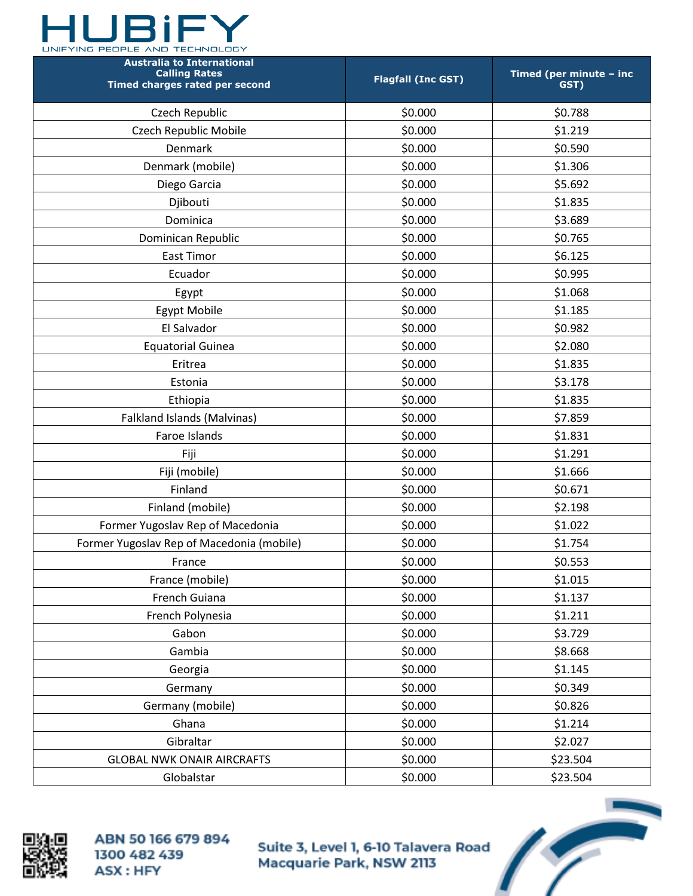| Australia to International Calling Rates Timed charges rated per second | Flagfall (Inc GST) | Timed (per minute – inc GST) |
|---|---|---|
| Czech Republic | $0.000 | $0.788 |
| Czech Republic Mobile | $0.000 | $1.219 |
| Denmark | $0.000 | $0.590 |
| Denmark (mobile) | $0.000 | $1.306 |
| Diego Garcia | $0.000 | $5.692 |
| Djibouti | $0.000 | $1.835 |
| Dominica | $0.000 | $3.689 |
| Dominican Republic | $0.000 | $0.765 |
| East Timor | $0.000 | $6.125 |
| Ecuador | $0.000 | $0.995 |
| Egypt | $0.000 | $1.068 |
| Egypt Mobile | $0.000 | $1.185 |
| El Salvador | $0.000 | $0.982 |
| Equatorial Guinea | $0.000 | $2.080 |
| Eritrea | $0.000 | $1.835 |
| Estonia | $0.000 | $3.178 |
| Ethiopia | $0.000 | $1.835 |
| Falkland Islands (Malvinas) | $0.000 | $7.859 |
| Faroe Islands | $0.000 | $1.831 |
| Fiji | $0.000 | $1.291 |
| Fiji (mobile) | $0.000 | $1.666 |
| Finland | $0.000 | $0.671 |
| Finland (mobile) | $0.000 | $2.198 |
| Former Yugoslav Rep of Macedonia | $0.000 | $1.022 |
| Former Yugoslav Rep of Macedonia (mobile) | $0.000 | $1.754 |
| France | $0.000 | $0.553 |
| France (mobile) | $0.000 | $1.015 |
| French Guiana | $0.000 | $1.137 |
| French Polynesia | $0.000 | $1.211 |
| Gabon | $0.000 | $3.729 |
| Gambia | $0.000 | $8.668 |
| Georgia | $0.000 | $1.145 |
| Germany | $0.000 | $0.349 |
| Germany (mobile) | $0.000 | $0.826 |
| Ghana | $0.000 | $1.214 |
| Gibraltar | $0.000 | $2.027 |
| GLOBAL NWK ONAIR AIRCRAFTS | $0.000 | $23.504 |
| Globalstar | $0.000 | $23.504 |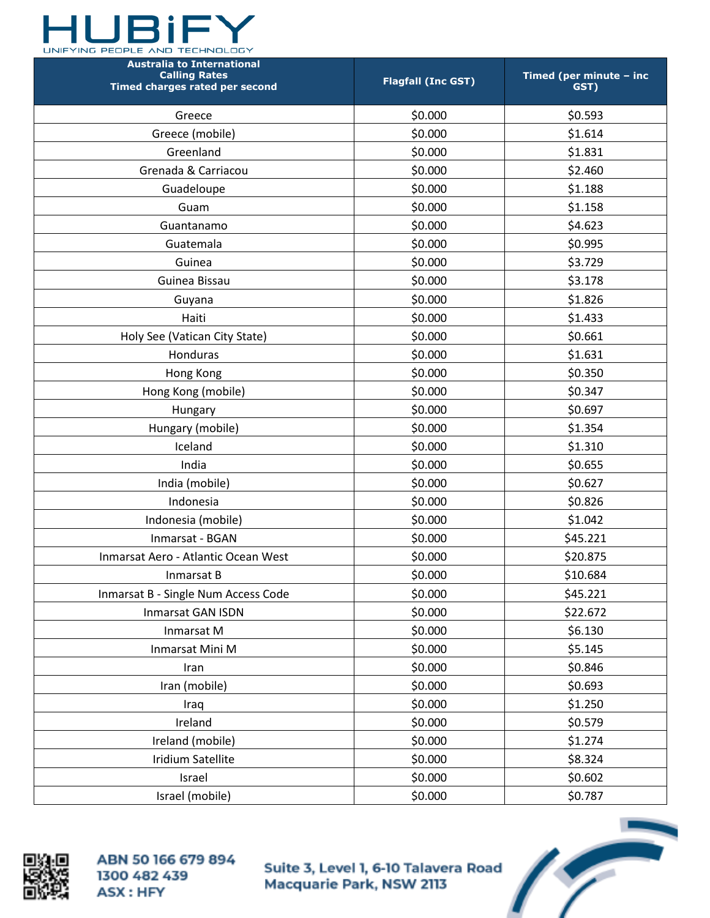| Australia to International Calling Rates Timed charges rated per second | Flagfall (Inc GST) | Timed (per minute – inc GST) |
|---|---|---|
| Greece | $0.000 | $0.593 |
| Greece (mobile) | $0.000 | $1.614 |
| Greenland | $0.000 | $1.831 |
| Grenada & Carriacou | $0.000 | $2.460 |
| Guadeloupe | $0.000 | $1.188 |
| Guam | $0.000 | $1.158 |
| Guantanamo | $0.000 | $4.623 |
| Guatemala | $0.000 | $0.995 |
| Guinea | $0.000 | $3.729 |
| Guinea Bissau | $0.000 | $3.178 |
| Guyana | $0.000 | $1.826 |
| Haiti | $0.000 | $1.433 |
| Holy See (Vatican City State) | $0.000 | $0.661 |
| Honduras | $0.000 | $1.631 |
| Hong Kong | $0.000 | $0.350 |
| Hong Kong (mobile) | $0.000 | $0.347 |
| Hungary | $0.000 | $0.697 |
| Hungary (mobile) | $0.000 | $1.354 |
| Iceland | $0.000 | $1.310 |
| India | $0.000 | $0.655 |
| India (mobile) | $0.000 | $0.627 |
| Indonesia | $0.000 | $0.826 |
| Indonesia (mobile) | $0.000 | $1.042 |
| Inmarsat - BGAN | $0.000 | $45.221 |
| Inmarsat Aero - Atlantic Ocean West | $0.000 | $20.875 |
| Inmarsat B | $0.000 | $10.684 |
| Inmarsat B - Single Num Access Code | $0.000 | $45.221 |
| Inmarsat GAN ISDN | $0.000 | $22.672 |
| Inmarsat M | $0.000 | $6.130 |
| Inmarsat Mini M | $0.000 | $5.145 |
| Iran | $0.000 | $0.846 |
| Iran (mobile) | $0.000 | $0.693 |
| Iraq | $0.000 | $1.250 |
| Ireland | $0.000 | $0.579 |
| Ireland (mobile) | $0.000 | $1.274 |
| Iridium Satellite | $0.000 | $8.324 |
| Israel | $0.000 | $0.602 |
| Israel (mobile) | $0.000 | $0.787 |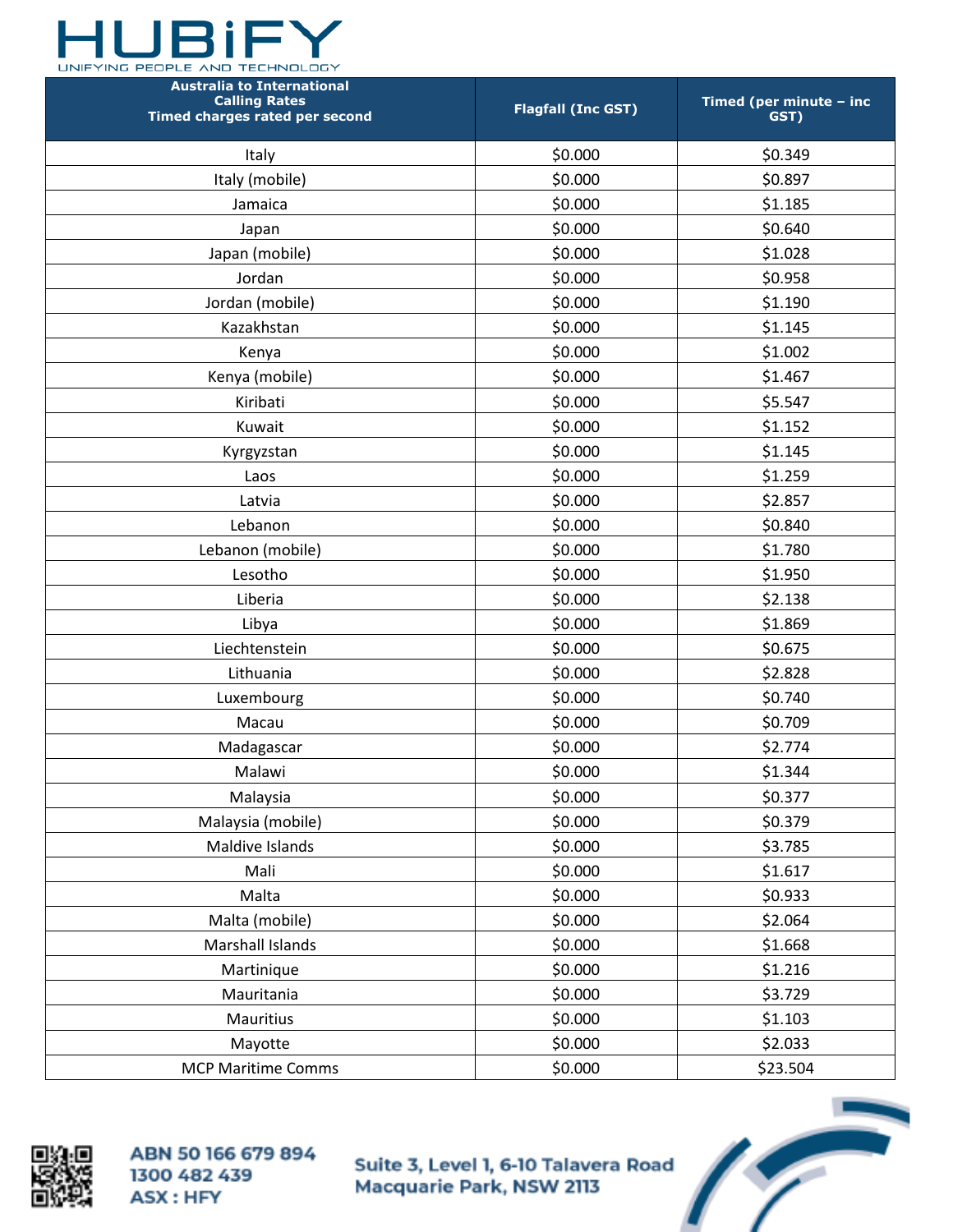| Australia to International Calling Rates Timed charges rated per second | Flagfall (Inc GST) | Timed (per minute – inc GST) |
|---|---|---|
| Italy | $0.000 | $0.349 |
| Italy (mobile) | $0.000 | $0.897 |
| Jamaica | $0.000 | $1.185 |
| Japan | $0.000 | $0.640 |
| Japan (mobile) | $0.000 | $1.028 |
| Jordan | $0.000 | $0.958 |
| Jordan (mobile) | $0.000 | $1.190 |
| Kazakhstan | $0.000 | $1.145 |
| Kenya | $0.000 | $1.002 |
| Kenya (mobile) | $0.000 | $1.467 |
| Kiribati | $0.000 | $5.547 |
| Kuwait | $0.000 | $1.152 |
| Kyrgyzstan | $0.000 | $1.145 |
| Laos | $0.000 | $1.259 |
| Latvia | $0.000 | $2.857 |
| Lebanon | $0.000 | $0.840 |
| Lebanon (mobile) | $0.000 | $1.780 |
| Lesotho | $0.000 | $1.950 |
| Liberia | $0.000 | $2.138 |
| Libya | $0.000 | $1.869 |
| Liechtenstein | $0.000 | $0.675 |
| Lithuania | $0.000 | $2.828 |
| Luxembourg | $0.000 | $0.740 |
| Macau | $0.000 | $0.709 |
| Madagascar | $0.000 | $2.774 |
| Malawi | $0.000 | $1.344 |
| Malaysia | $0.000 | $0.377 |
| Malaysia (mobile) | $0.000 | $0.379 |
| Maldive Islands | $0.000 | $3.785 |
| Mali | $0.000 | $1.617 |
| Malta | $0.000 | $0.933 |
| Malta (mobile) | $0.000 | $2.064 |
| Marshall Islands | $0.000 | $1.668 |
| Martinique | $0.000 | $1.216 |
| Mauritania | $0.000 | $3.729 |
| Mauritius | $0.000 | $1.103 |
| Mayotte | $0.000 | $2.033 |
| MCP Maritime Comms | $0.000 | $23.504 |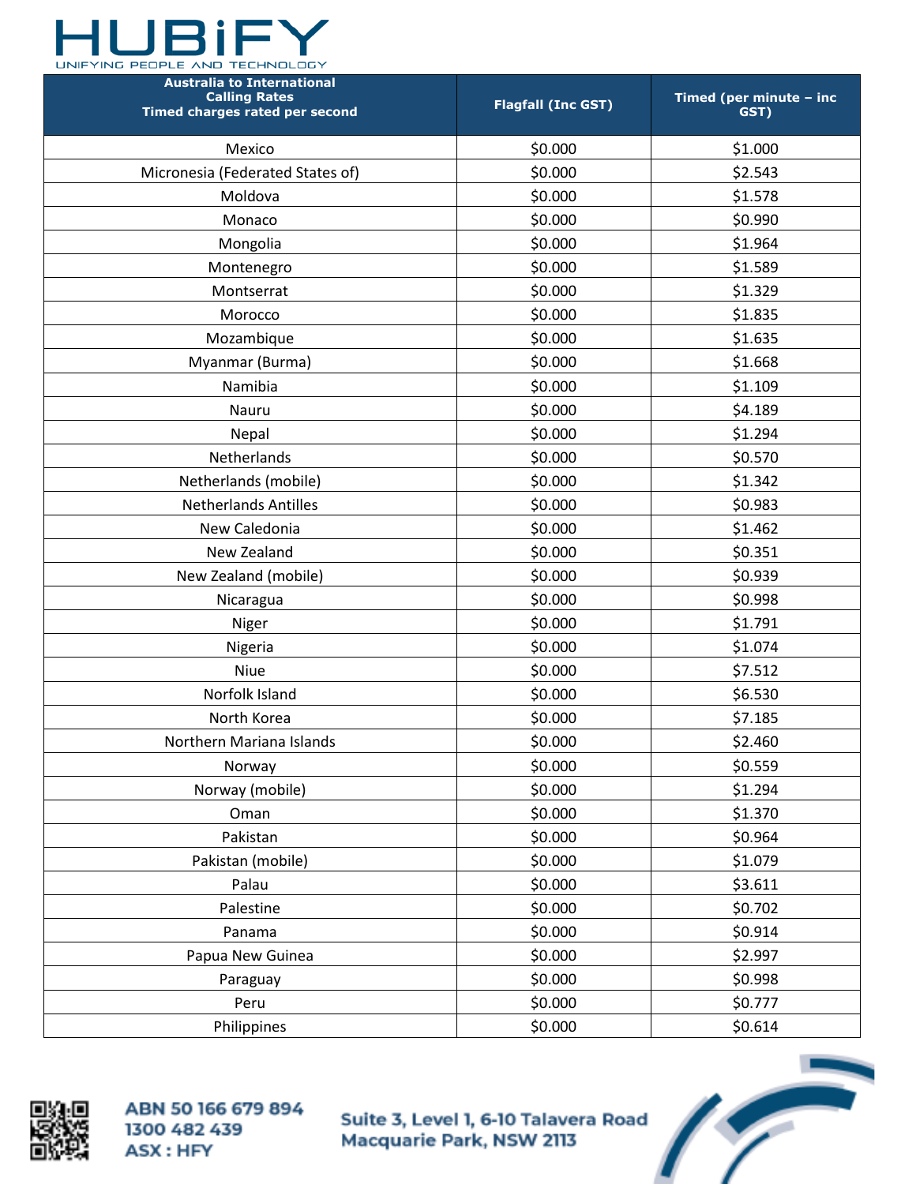| Australia to International Calling Rates Timed charges rated per second | Flagfall (Inc GST) | Timed (per minute – inc GST) |
|---|---|---|
| Mexico | $0.000 | $1.000 |
| Micronesia (Federated States of) | $0.000 | $2.543 |
| Moldova | $0.000 | $1.578 |
| Monaco | $0.000 | $0.990 |
| Mongolia | $0.000 | $1.964 |
| Montenegro | $0.000 | $1.589 |
| Montserrat | $0.000 | $1.329 |
| Morocco | $0.000 | $1.835 |
| Mozambique | $0.000 | $1.635 |
| Myanmar (Burma) | $0.000 | $1.668 |
| Namibia | $0.000 | $1.109 |
| Nauru | $0.000 | $4.189 |
| Nepal | $0.000 | $1.294 |
| Netherlands | $0.000 | $0.570 |
| Netherlands (mobile) | $0.000 | $1.342 |
| Netherlands Antilles | $0.000 | $0.983 |
| New Caledonia | $0.000 | $1.462 |
| New Zealand | $0.000 | $0.351 |
| New Zealand (mobile) | $0.000 | $0.939 |
| Nicaragua | $0.000 | $0.998 |
| Niger | $0.000 | $1.791 |
| Nigeria | $0.000 | $1.074 |
| Niue | $0.000 | $7.512 |
| Norfolk Island | $0.000 | $6.530 |
| North Korea | $0.000 | $7.185 |
| Northern Mariana Islands | $0.000 | $2.460 |
| Norway | $0.000 | $0.559 |
| Norway (mobile) | $0.000 | $1.294 |
| Oman | $0.000 | $1.370 |
| Pakistan | $0.000 | $0.964 |
| Pakistan (mobile) | $0.000 | $1.079 |
| Palau | $0.000 | $3.611 |
| Palestine | $0.000 | $0.702 |
| Panama | $0.000 | $0.914 |
| Papua New Guinea | $0.000 | $2.997 |
| Paraguay | $0.000 | $0.998 |
| Peru | $0.000 | $0.777 |
| Philippines | $0.000 | $0.614 |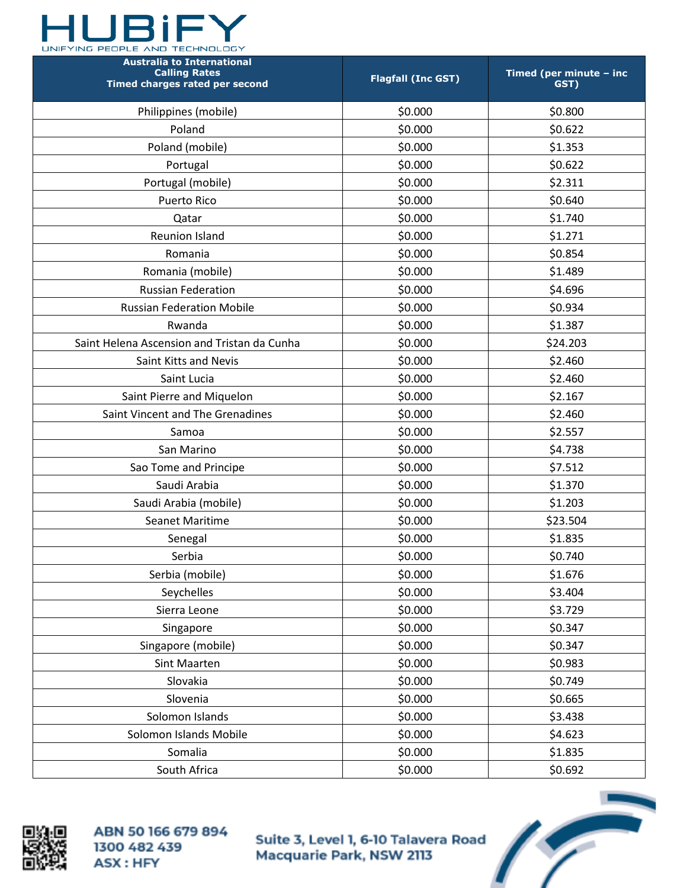HUBiFY

UNIFYING PEOPLE AND TECHNOLOGY

| Australia to International Calling Rates Timed charges rated per second | Flagfall (Inc GST) | Timed (per minute – inc GST) |
|---|---|---|
| Philippines (mobile) | $0.000 | $0.800 |
| Poland | $0.000 | $0.622 |
| Poland (mobile) | $0.000 | $1.353 |
| Portugal | $0.000 | $0.622 |
| Portugal (mobile) | $0.000 | $2.311 |
| Puerto Rico | $0.000 | $0.640 |
| Qatar | $0.000 | $1.740 |
| Reunion Island | $0.000 | $1.271 |
| Romania | $0.000 | $0.854 |
| Romania (mobile) | $0.000 | $1.489 |
| Russian Federation | $0.000 | $4.696 |
| Russian Federation Mobile | $0.000 | $0.934 |
| Rwanda | $0.000 | $1.387 |
| Saint Helena Ascension and Tristan da Cunha | $0.000 | $24.203 |
| Saint Kitts and Nevis | $0.000 | $2.460 |
| Saint Lucia | $0.000 | $2.460 |
| Saint Pierre and Miquelon | $0.000 | $2.167 |
| Saint Vincent and The Grenadines | $0.000 | $2.460 |
| Samoa | $0.000 | $2.557 |
| San Marino | $0.000 | $4.738 |
| Sao Tome and Principe | $0.000 | $7.512 |
| Saudi Arabia | $0.000 | $1.370 |
| Saudi Arabia (mobile) | $0.000 | $1.203 |
| Seanet Maritime | $0.000 | $23.504 |
| Senegal | $0.000 | $1.835 |
| Serbia | $0.000 | $0.740 |
| Serbia (mobile) | $0.000 | $1.676 |
| Seychelles | $0.000 | $3.404 |
| Sierra Leone | $0.000 | $3.729 |
| Singapore | $0.000 | $0.347 |
| Singapore (mobile) | $0.000 | $0.347 |
| Sint Maarten | $0.000 | $0.983 |
| Slovakia | $0.000 | $0.749 |
| Slovenia | $0.000 | $0.665 |
| Solomon Islands | $0.000 | $3.438 |
| Solomon Islands Mobile | $0.000 | $4.623 |
| Somalia | $0.000 | $1.835 |
| South Africa | $0.000 | $0.692 |

ABN 50 166 679 894
1300 482 439
ASX : HFY

Suite 3, Level 1, 6-10 Talavera Road
Macquarie Park, NSW 2113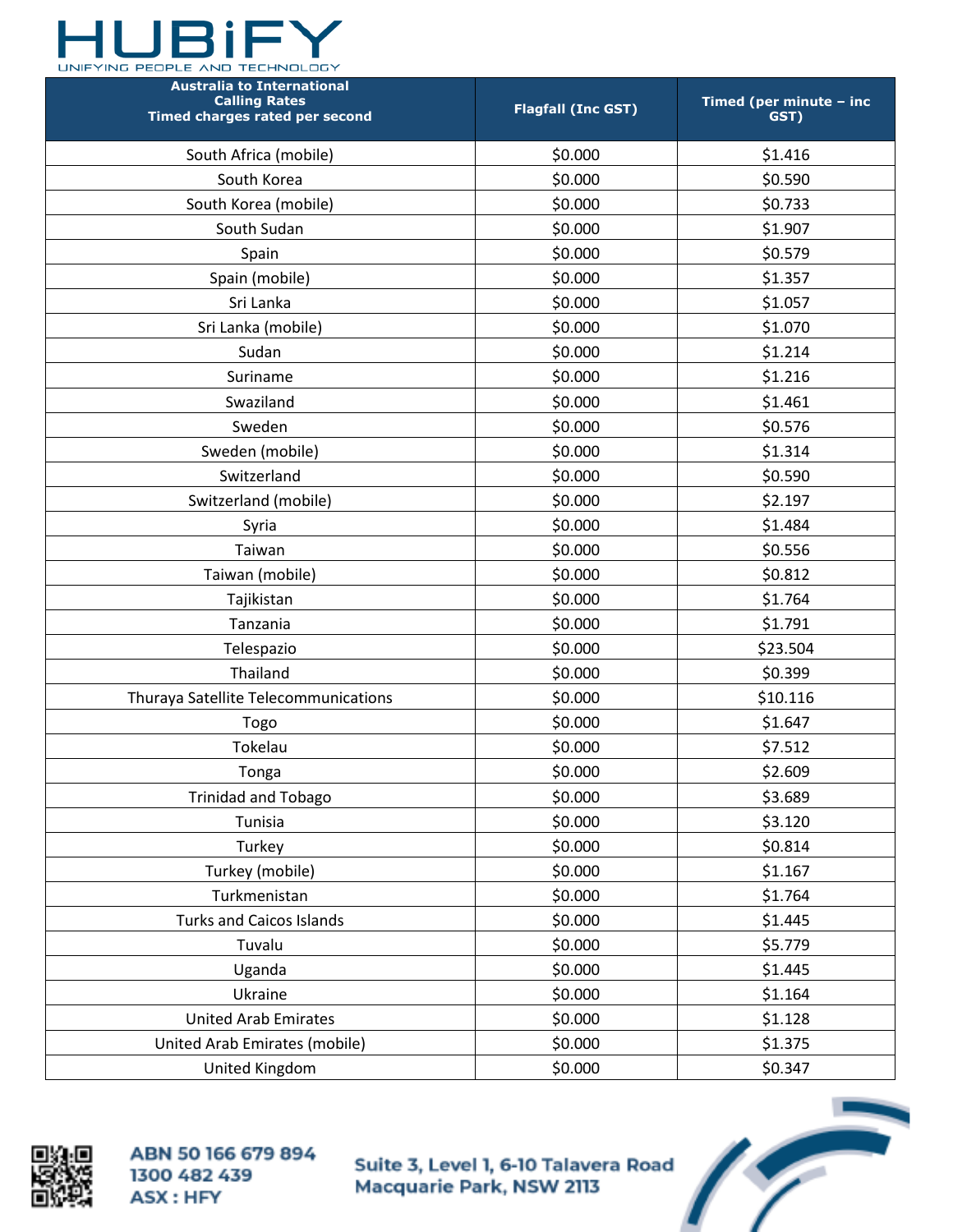| Australia to International Calling Rates Timed charges rated per second | Flagfall (Inc GST) | Timed (per minute – inc GST) |
| --- | --- | --- |
| South Africa (mobile) | $0.000 | $1.416 |
| South Korea | $0.000 | $0.590 |
| South Korea (mobile) | $0.000 | $0.733 |
| South Sudan | $0.000 | $1.907 |
| Spain | $0.000 | $0.579 |
| Spain (mobile) | $0.000 | $1.357 |
| Sri Lanka | $0.000 | $1.057 |
| Sri Lanka (mobile) | $0.000 | $1.070 |
| Sudan | $0.000 | $1.214 |
| Suriname | $0.000 | $1.216 |
| Swaziland | $0.000 | $1.461 |
| Sweden | $0.000 | $0.576 |
| Sweden (mobile) | $0.000 | $1.314 |
| Switzerland | $0.000 | $0.590 |
| Switzerland (mobile) | $0.000 | $2.197 |
| Syria | $0.000 | $1.484 |
| Taiwan | $0.000 | $0.556 |
| Taiwan (mobile) | $0.000 | $0.812 |
| Tajikistan | $0.000 | $1.764 |
| Tanzania | $0.000 | $1.791 |
| Telespazio | $0.000 | $23.504 |
| Thailand | $0.000 | $0.399 |
| Thuraya Satellite Telecommunications | $0.000 | $10.116 |
| Togo | $0.000 | $1.647 |
| Tokelau | $0.000 | $7.512 |
| Tonga | $0.000 | $2.609 |
| Trinidad and Tobago | $0.000 | $3.689 |
| Tunisia | $0.000 | $3.120 |
| Turkey | $0.000 | $0.814 |
| Turkey (mobile) | $0.000 | $1.167 |
| Turkmenistan | $0.000 | $1.764 |
| Turks and Caicos Islands | $0.000 | $1.445 |
| Tuvalu | $0.000 | $5.779 |
| Uganda | $0.000 | $1.445 |
| Ukraine | $0.000 | $1.164 |
| United Arab Emirates | $0.000 | $1.128 |
| United Arab Emirates (mobile) | $0.000 | $1.375 |
| United Kingdom | $0.000 | $0.347 |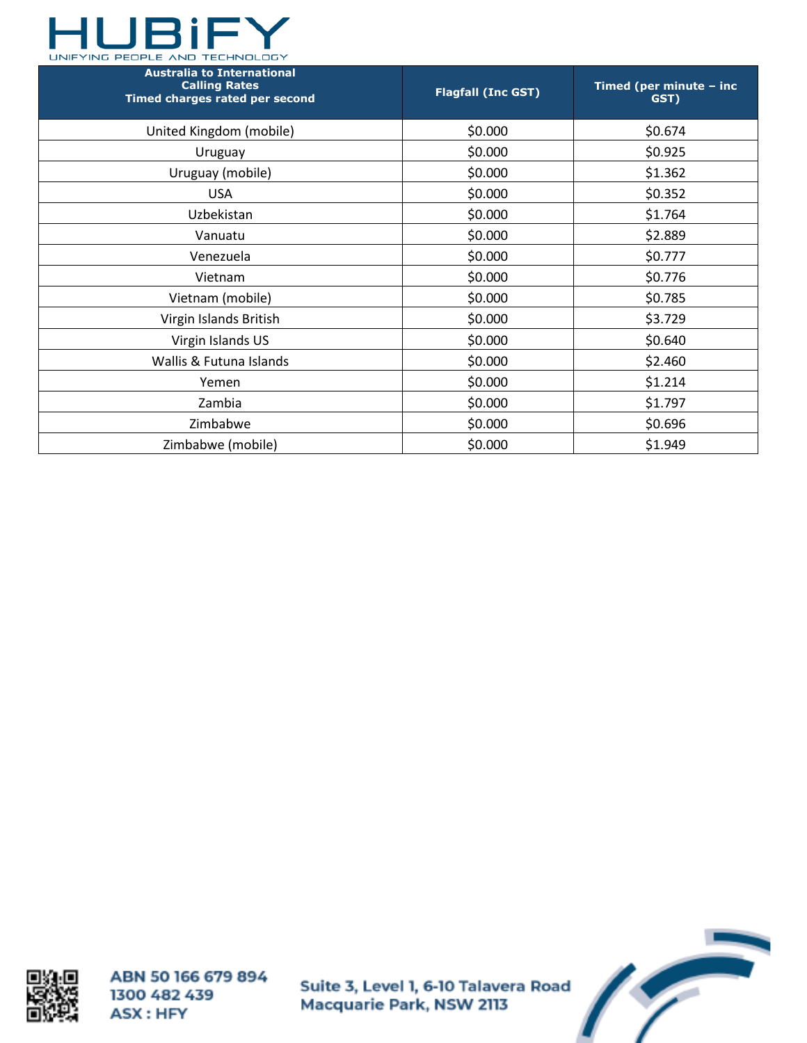| Australia to International Calling Rates Timed charges rated per second | Flagfall (Inc GST) | Timed (per minute – inc GST) |
|---|---|---|
| United Kingdom (mobile) | $0.000 | $0.674 |
| Uruguay | $0.000 | $0.925 |
| Uruguay (mobile) | $0.000 | $1.362 |
| USA | $0.000 | $0.352 |
| Uzbekistan | $0.000 | $1.764 |
| Vanuatu | $0.000 | $2.889 |
| Venezuela | $0.000 | $0.777 |
| Vietnam | $0.000 | $0.776 |
| Vietnam (mobile) | $0.000 | $0.785 |
| Virgin Islands British | $0.000 | $3.729 |
| Virgin Islands US | $0.000 | $0.640 |
| Wallis & Futuna Islands | $0.000 | $2.460 |
| Yemen | $0.000 | $1.214 |
| Zambia | $0.000 | $1.797 |
| Zimbabwe | $0.000 | $0.696 |
| Zimbabwe (mobile) | $0.000 | $1.949 |